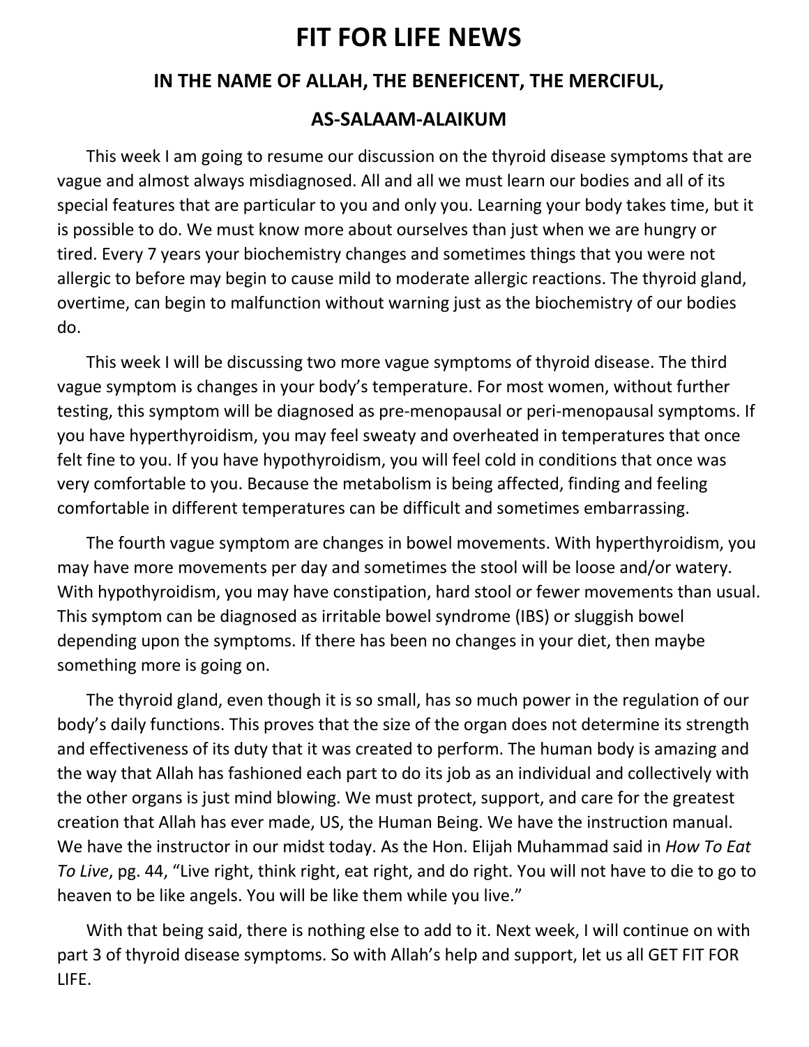# FIT FOR LIFE NEWS

## IN THE NAME OF ALLAH, THE BENEFICENT, THE MERCIFUL,

## AS-SALAAM-ALAIKUM

This week I am going to resume our discussion on the thyroid disease symptoms that are vague and almost always misdiagnosed. All and all we must learn our bodies and all of its special features that are particular to you and only you. Learning your body takes time, but it is possible to do. We must know more about ourselves than just when we are hungry or tired. Every 7 years your biochemistry changes and sometimes things that you were not allergic to before may begin to cause mild to moderate allergic reactions. The thyroid gland, overtime, can begin to malfunction without warning just as the biochemistry of our bodies do.

This week I will be discussing two more vague symptoms of thyroid disease. The third vague symptom is changes in your body's temperature. For most women, without further testing, this symptom will be diagnosed as pre-menopausal or peri-menopausal symptoms. If you have hyperthyroidism, you may feel sweaty and overheated in temperatures that once felt fine to you. If you have hypothyroidism, you will feel cold in conditions that once was very comfortable to you. Because the metabolism is being affected, finding and feeling comfortable in different temperatures can be difficult and sometimes embarrassing.

The fourth vague symptom are changes in bowel movements. With hyperthyroidism, you may have more movements per day and sometimes the stool will be loose and/or watery. With hypothyroidism, you may have constipation, hard stool or fewer movements than usual. This symptom can be diagnosed as irritable bowel syndrome (IBS) or sluggish bowel depending upon the symptoms. If there has been no changes in your diet, then maybe something more is going on.

The thyroid gland, even though it is so small, has so much power in the regulation of our body's daily functions. This proves that the size of the organ does not determine its strength and effectiveness of its duty that it was created to perform. The human body is amazing and the way that Allah has fashioned each part to do its job as an individual and collectively with the other organs is just mind blowing. We must protect, support, and care for the greatest creation that Allah has ever made, US, the Human Being. We have the instruction manual. We have the instructor in our midst today. As the Hon. Elijah Muhammad said in *How To Eat To Live*, pg. 44, "Live right, think right, eat right, and do right. You will not have to die to go to heaven to be like angels. You will be like them while you live."

With that being said, there is nothing else to add to it. Next week, I will continue on with part 3 of thyroid disease symptoms. So with Allah's help and support, let us all GET FIT FOR LIFE.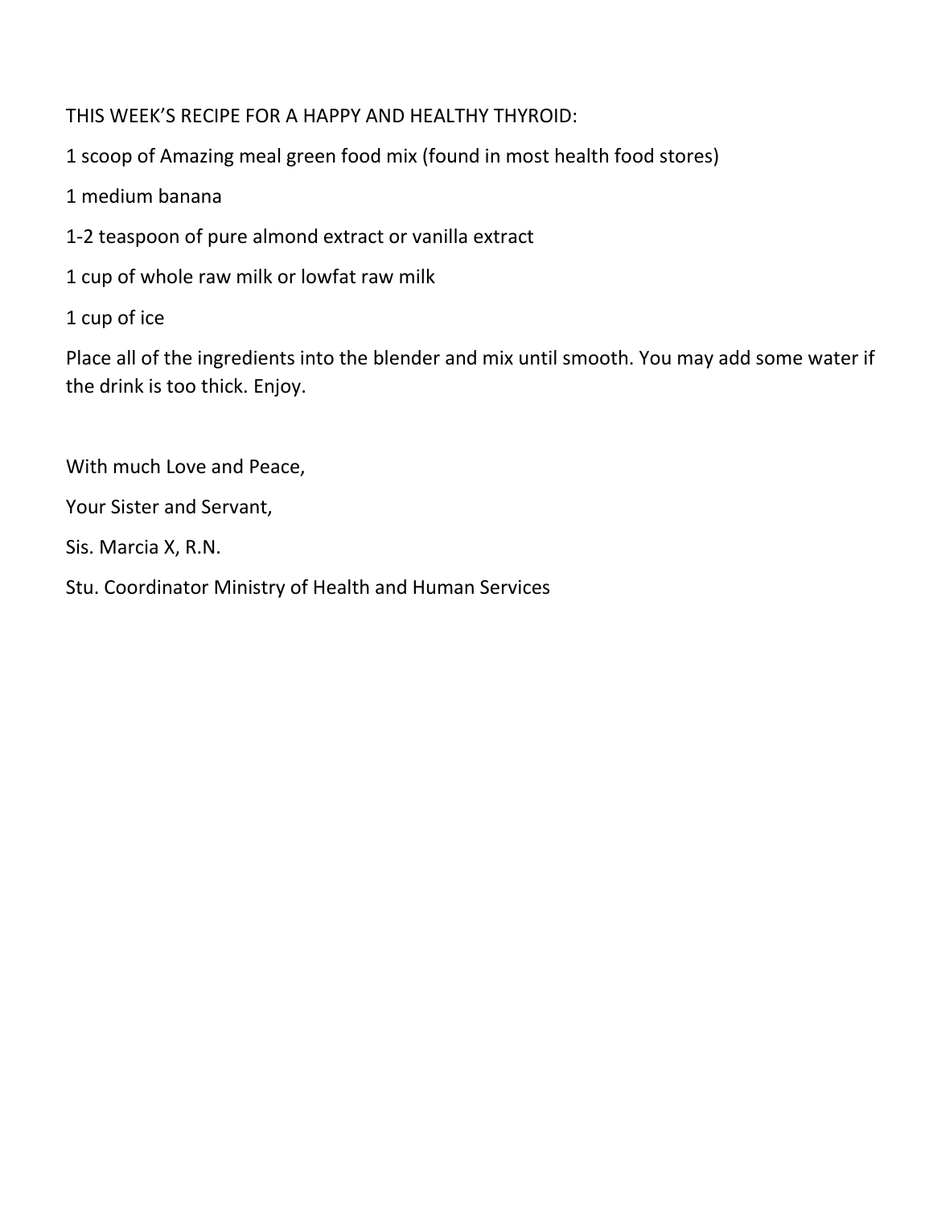THIS WEEK'S RECIPE FOR A HAPPY AND HEALTHY THYROID:

1 scoop of Amazing meal green food mix (found in most health food stores)

1 medium banana

1-2 teaspoon of pure almond extract or vanilla extract

1 cup of whole raw milk or lowfat raw milk

1 cup of ice

Place all of the ingredients into the blender and mix until smooth. You may add some water if the drink is too thick. Enjoy.

With much Love and Peace,

Your Sister and Servant,

Sis. Marcia X, R.N.

Stu. Coordinator Ministry of Health and Human Services